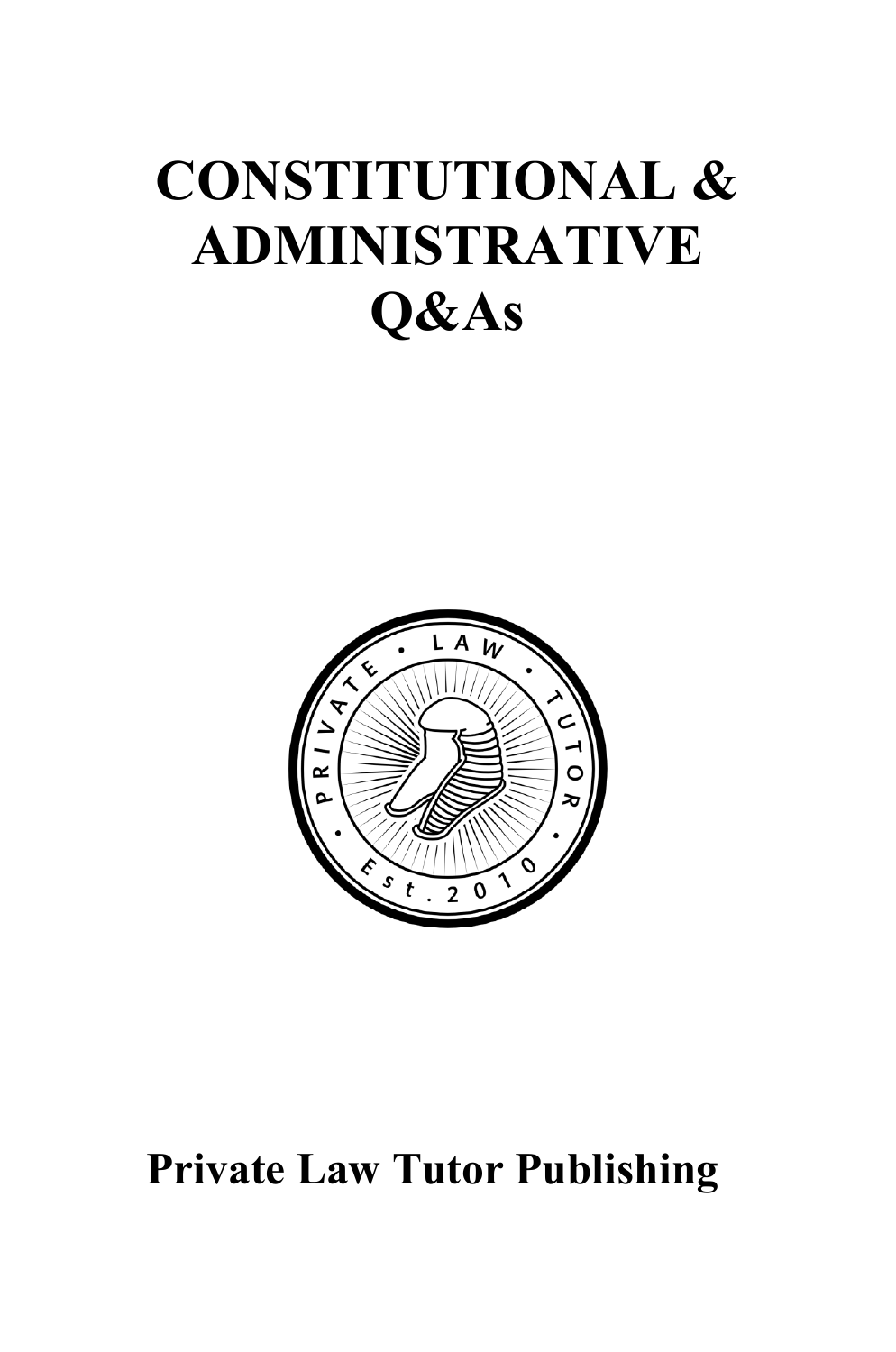# CONSTITUTIONAL & ADMINISTRATIVE Q&As

**Private Law Tutor Publishing**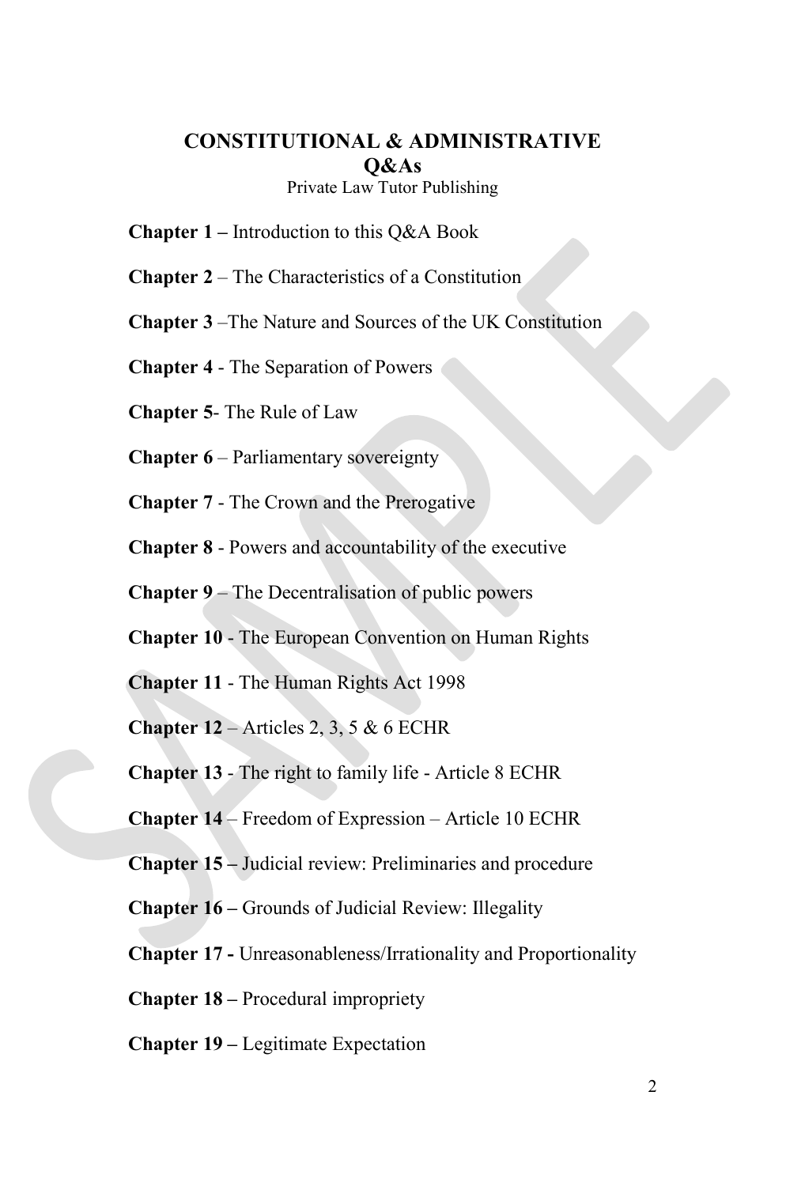# CONSTITUTIONAL & ADMINISTRATIVE Q&As

Private Law Tutor Publishing

**Chapter 1 –** Introduction to this Q&A Book

**Chapter 2** – The Characteristics of a Constitution

**Chapter 3** –The Nature and Sources of the UK Constitution

**Chapter 4** - The Separation of Powers

**Chapter 5**- The Rule of Law

**Chapter 6** – Parliamentary sovereignty

**Chapter 7** - The Crown and the Prerogative

**Chapter 8** - Powers and accountability of the executive

**Chapter 9** – The Decentralisation of public powers

**Chapter 10** - The European Convention on Human Rights

**Chapter 11** - The Human Rights Act 1998

**Chapter 12** – Articles 2, 3, 5 & 6 ECHR

**Chapter 13** - The right to family life - Article 8 ECHR

**Chapter 14** – Freedom of Expression – Article 10 ECHR

**Chapter 15 –** Judicial review: Preliminaries and procedure

**Chapter 16 –** Grounds of Judicial Review: Illegality

**Chapter 17 -** Unreasonableness/Irrationality and Proportionality

**Chapter 18 –** Procedural impropriety

**Chapter 19 –** Legitimate Expectation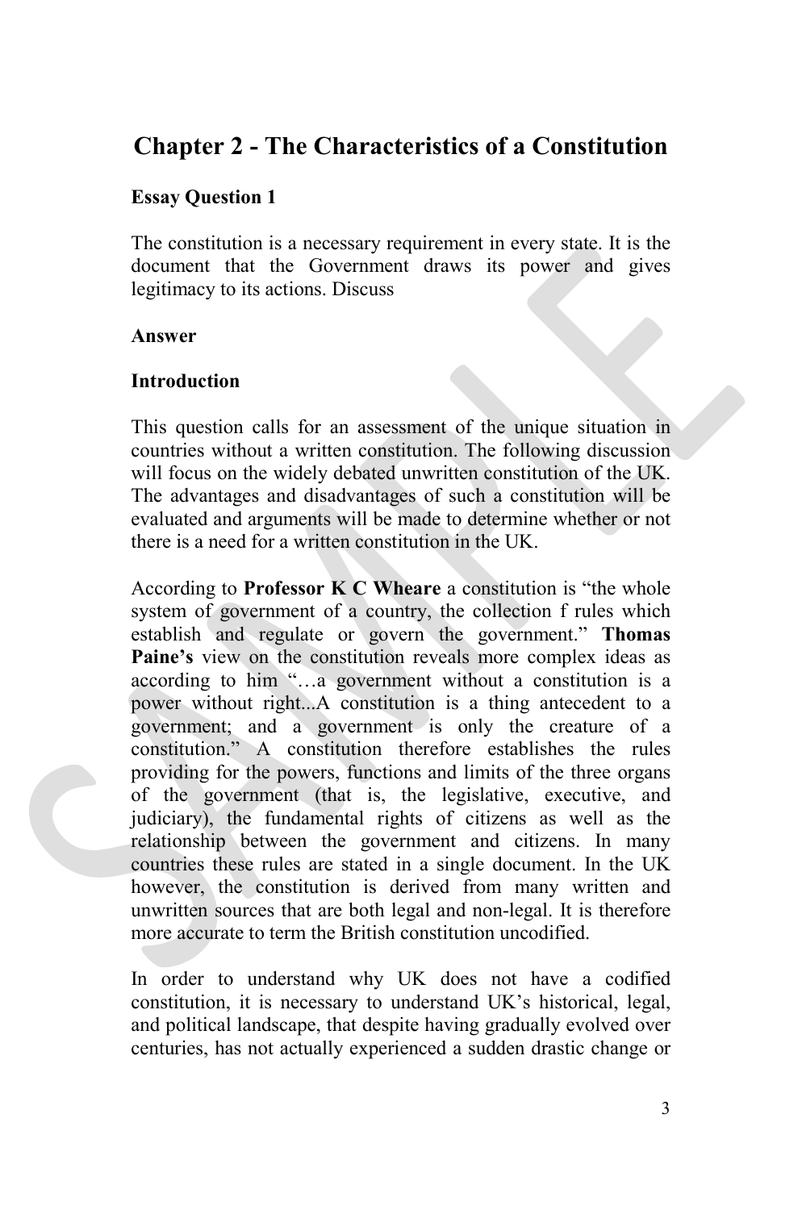# Chapter 2 - The Characteristics of a Constitution

**Essay Question 1**

The constitution is a necessary requirement in every state. It is the document that the Government draws its power and gives legitimacy to its actions. Discuss

**Answer**

**Introduction**

This question calls for an assessment of the unique situation in countries without a written constitution. The following discussion will focus on the widely debated unwritten constitution of the UK. The advantages and disadvantages of such a constitution will be evaluated and arguments will be made to determine whether or not there is a need for a written constitution in the UK.

According to **Professor K C Wheare** a constitution is "the whole system of government of a country, the collection f rules which establish and regulate or govern the government." **Thomas Paine's** view on the constitution reveals more complex ideas as according to him "…a government without a constitution is a power without right...A constitution is a thing antecedent to a government; and a government is only the creature of a constitution." A constitution therefore establishes the rules providing for the powers, functions and limits of the three organs of the government (that is, the legislative, executive, and judiciary), the fundamental rights of citizens as well as the relationship between the government and citizens. In many countries these rules are stated in a single document. In the UK however, the constitution is derived from many written and unwritten sources that are both legal and non-legal. It is therefore more accurate to term the British constitution uncodified.

In order to understand why UK does not have a codified constitution, it is necessary to understand UK's historical, legal, and political landscape, that despite having gradually evolved over centuries, has not actually experienced a sudden drastic change or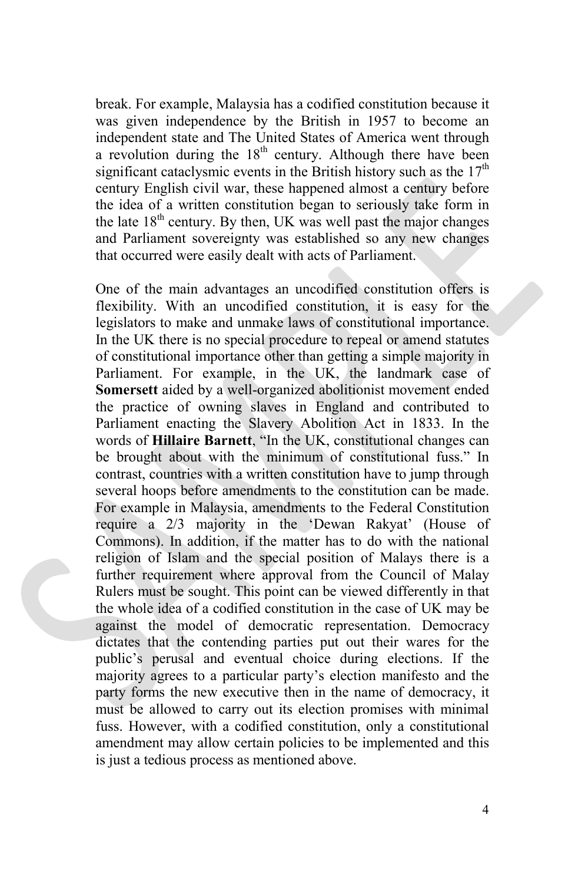break. For example, Malaysia has a codified constitution because it was given independence by the British in 1957 to become an independent state and The United States of America went through a revolution during the 18th century. Although there have been significant cataclysmic events in the British history such as the 17th century English civil war, these happened almost a century before the idea of a written constitution began to seriously take form in the late 18th century. By then, UK was well past the major changes and Parliament sovereignty was established so any new changes that occurred were easily dealt with acts of Parliament.

One of the main advantages an uncodified constitution offers is flexibility. With an uncodified constitution, it is easy for the legislators to make and unmake laws of constitutional importance. In the UK there is no special procedure to repeal or amend statutes of constitutional importance other than getting a simple majority in Parliament. For example, in the UK, the landmark case of **Somersett** aided by a well-organized abolitionist movement ended the practice of owning slaves in England and contributed to Parliament enacting the Slavery Abolition Act in 1833. In the words of **Hillaire Barnett**, "In the UK, constitutional changes can be brought about with the minimum of constitutional fuss." In contrast, countries with a written constitution have to jump through several hoops before amendments to the constitution can be made. For example in Malaysia, amendments to the Federal Constitution require a 2/3 majority in the 'Dewan Rakyat' (House of Commons). In addition, if the matter has to do with the national religion of Islam and the special position of Malays there is a further requirement where approval from the Council of Malay Rulers must be sought. This point can be viewed differently in that the whole idea of a codified constitution in the case of UK may be against the model of democratic representation. Democracy dictates that the contending parties put out their wares for the public's perusal and eventual choice during elections. If the majority agrees to a particular party's election manifesto and the party forms the new executive then in the name of democracy, it must be allowed to carry out its election promises with minimal fuss. However, with a codified constitution, only a constitutional amendment may allow certain policies to be implemented and this is just a tedious process as mentioned above.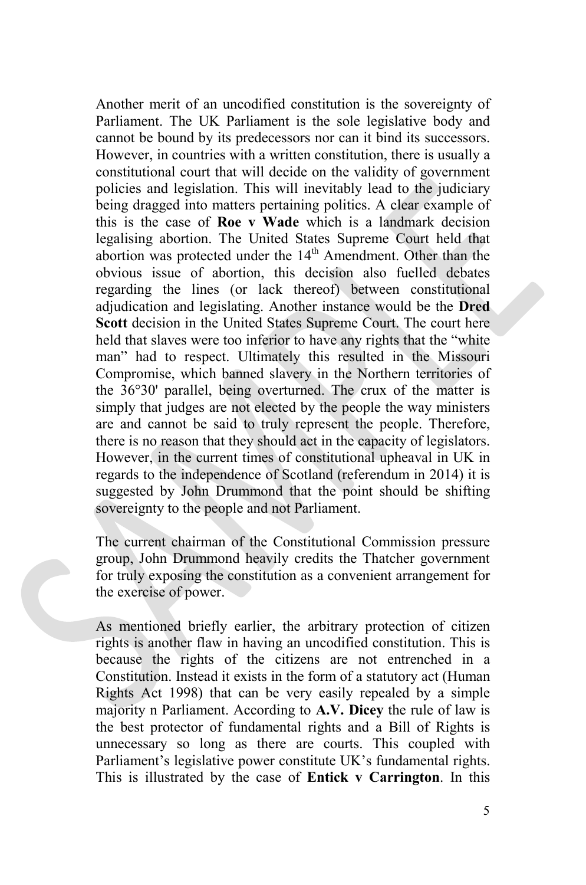Another merit of an uncodified constitution is the sovereignty of Parliament. The UK Parliament is the sole legislative body and cannot be bound by its predecessors nor can it bind its successors. However, in countries with a written constitution, there is usually a constitutional court that will decide on the validity of government policies and legislation. This will inevitably lead to the judiciary being dragged into matters pertaining politics. A clear example of this is the case of **Roe v Wade** which is a landmark decision legalising abortion. The United States Supreme Court held that abortion was protected under the 14th Amendment. Other than the obvious issue of abortion, this decision also fuelled debates regarding the lines (or lack thereof) between constitutional adjudication and legislating. Another instance would be the **Dred Scott** decision in the United States Supreme Court. The court here held that slaves were too inferior to have any rights that the "white man" had to respect. Ultimately this resulted in the Missouri Compromise, which banned slavery in the Northern territories of the 36°30' parallel, being overturned. The crux of the matter is simply that judges are not elected by the people the way ministers are and cannot be said to truly represent the people. Therefore, there is no reason that they should act in the capacity of legislators. However, in the current times of constitutional upheaval in UK in regards to the independence of Scotland (referendum in 2014) it is suggested by John Drummond that the point should be shifting sovereignty to the people and not Parliament.

The current chairman of the Constitutional Commission pressure group, John Drummond heavily credits the Thatcher government for truly exposing the constitution as a convenient arrangement for the exercise of power.

As mentioned briefly earlier, the arbitrary protection of citizen rights is another flaw in having an uncodified constitution. This is because the rights of the citizens are not entrenched in a Constitution. Instead it exists in the form of a statutory act (Human Rights Act 1998) that can be very easily repealed by a simple majority n Parliament. According to **A.V. Dicey** the rule of law is the best protector of fundamental rights and a Bill of Rights is unnecessary so long as there are courts. This coupled with Parliament's legislative power constitute UK's fundamental rights. This is illustrated by the case of **Entick v Carrington**. In this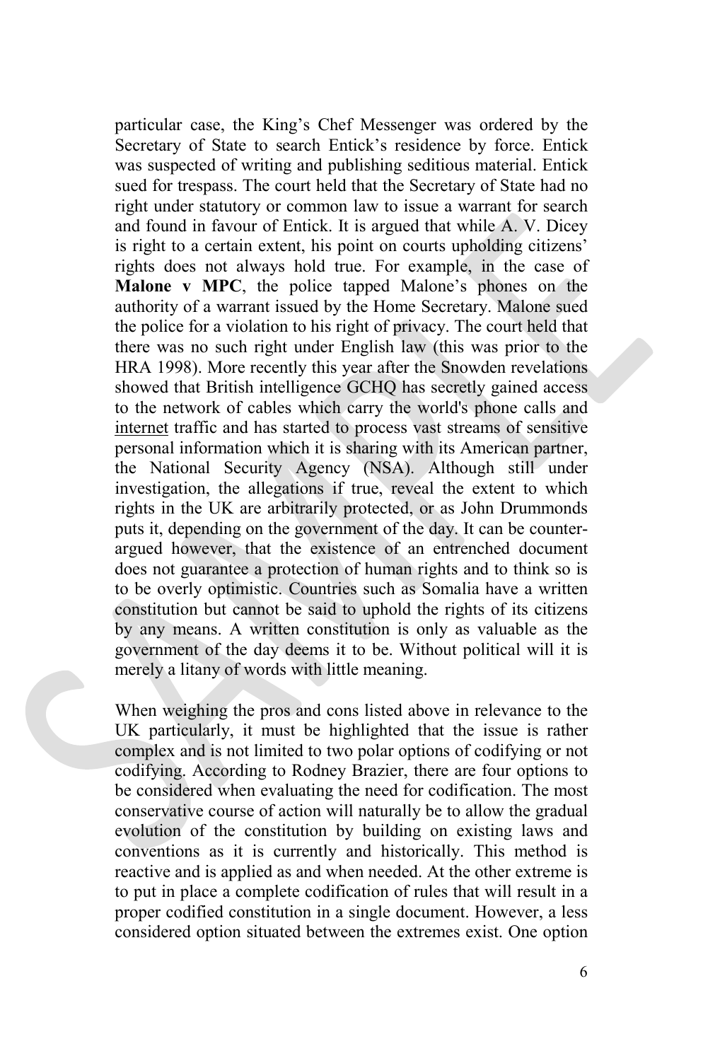particular case, the King's Chef Messenger was ordered by the Secretary of State to search Entick's residence by force. Entick was suspected of writing and publishing seditious material. Entick sued for trespass. The court held that the Secretary of State had no right under statutory or common law to issue a warrant for search and found in favour of Entick. It is argued that while A. V. Dicey is right to a certain extent, his point on courts upholding citizens' rights does not always hold true. For example, in the case of **Malone v MPC**, the police tapped Malone's phones on the authority of a warrant issued by the Home Secretary. Malone sued the police for a violation to his right of privacy. The court held that there was no such right under English law (this was prior to the HRA 1998). More recently this year after the Snowden revelations showed that British intelligence GCHQ has secretly gained access to the network of cables which carry the world's phone calls and internet traffic and has started to process vast streams of sensitive personal information which it is sharing with its American partner, the National Security Agency (NSA). Although still under investigation, the allegations if true, reveal the extent to which rights in the UK are arbitrarily protected, or as John Drummonds puts it, depending on the government of the day. It can be counter-argued however, that the existence of an entrenched document does not guarantee a protection of human rights and to think so is to be overly optimistic. Countries such as Somalia have a written constitution but cannot be said to uphold the rights of its citizens by any means. A written constitution is only as valuable as the government of the day deems it to be. Without political will it is merely a litany of words with little meaning.

When weighing the pros and cons listed above in relevance to the UK particularly, it must be highlighted that the issue is rather complex and is not limited to two polar options of codifying or not codifying. According to Rodney Brazier, there are four options to be considered when evaluating the need for codification. The most conservative course of action will naturally be to allow the gradual evolution of the constitution by building on existing laws and conventions as it is currently and historically. This method is reactive and is applied as and when needed. At the other extreme is to put in place a complete codification of rules that will result in a proper codified constitution in a single document. However, a less considered option situated between the extremes exist. One option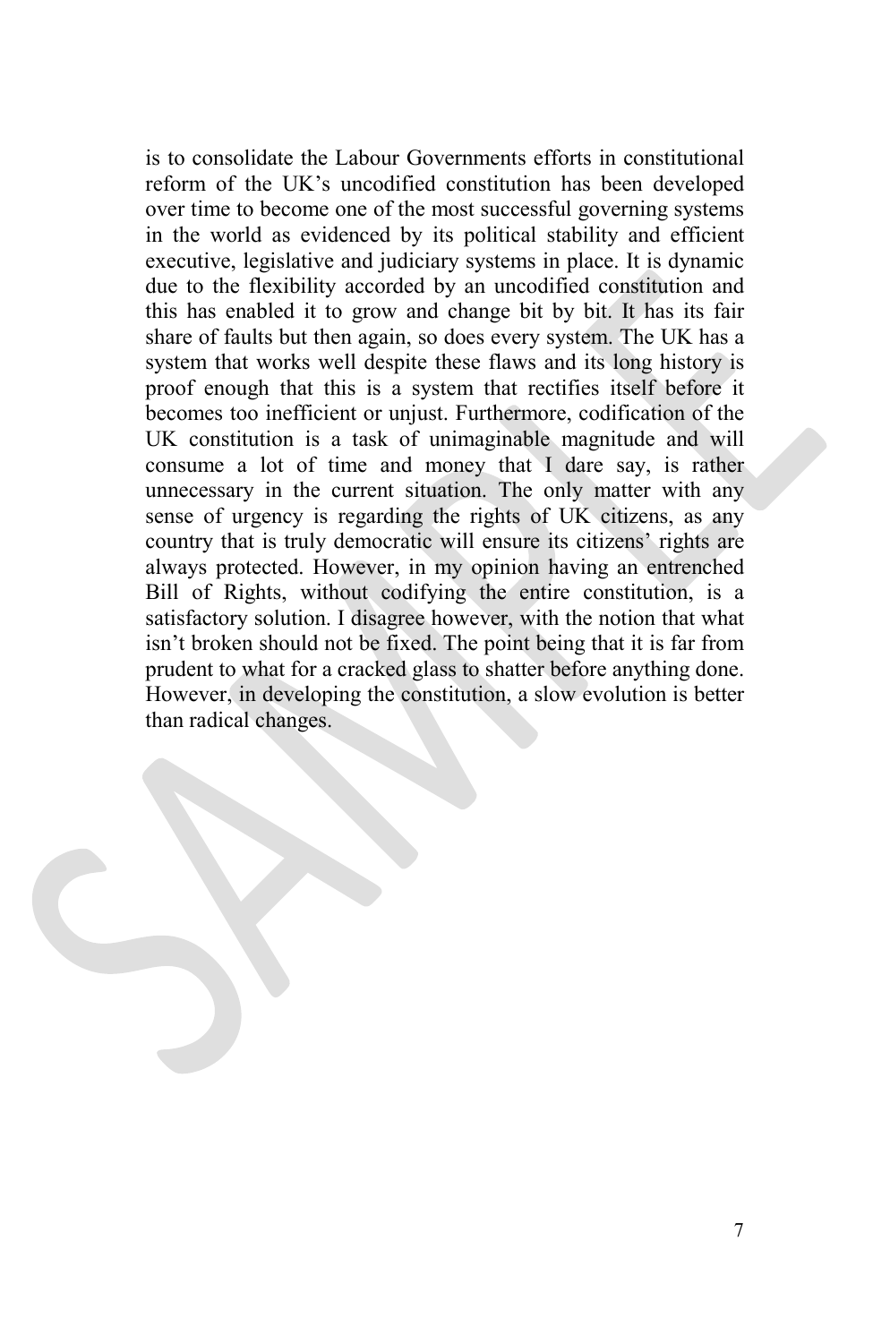is to consolidate the Labour Governments efforts in constitutional reform of the UK's uncodified constitution has been developed over time to become one of the most successful governing systems in the world as evidenced by its political stability and efficient executive, legislative and judiciary systems in place. It is dynamic due to the flexibility accorded by an uncodified constitution and this has enabled it to grow and change bit by bit. It has its fair share of faults but then again, so does every system. The UK has a system that works well despite these flaws and its long history is proof enough that this is a system that rectifies itself before it becomes too inefficient or unjust. Furthermore, codification of the UK constitution is a task of unimaginable magnitude and will consume a lot of time and money that I dare say, is rather unnecessary in the current situation. The only matter with any sense of urgency is regarding the rights of UK citizens, as any country that is truly democratic will ensure its citizens' rights are always protected. However, in my opinion having an entrenched Bill of Rights, without codifying the entire constitution, is a satisfactory solution. I disagree however, with the notion that what isn't broken should not be fixed. The point being that it is far from prudent to what for a cracked glass to shatter before anything done. However, in developing the constitution, a slow evolution is better than radical changes.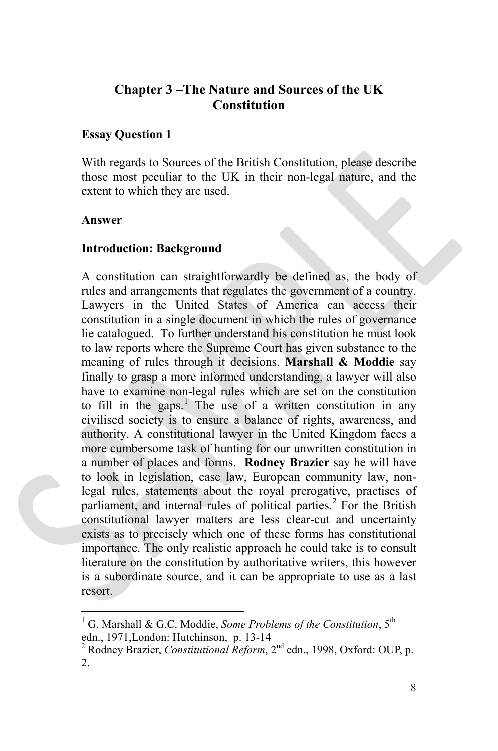## Chapter 3 –The Nature and Sources of the UK Constitution

**Essay Question 1**

With regards to Sources of the British Constitution, please describe those most peculiar to the UK in their non-legal nature, and the extent to which they are used.

**Answer**

**Introduction: Background**

A constitution can straightforwardly be defined as, the body of rules and arrangements that regulates the government of a country. Lawyers in the United States of America can access their constitution in a single document in which the rules of governance lie catalogued. To further understand his constitution he must look to law reports where the Supreme Court has given substance to the meaning of rules through it decisions. **Marshall & Moddie** say finally to grasp a more informed understanding, a lawyer will also have to examine non-legal rules which are set on the constitution to fill in the gaps.[1] The use of a written constitution in any civilised society is to ensure a balance of rights, awareness, and authority. A constitutional lawyer in the United Kingdom faces a more cumbersome task of hunting for our unwritten constitution in a number of places and forms. **Rodney Brazier** say he will have to look in legislation, case law, European community law, non-legal rules, statements about the royal prerogative, practises of parliament, and internal rules of political parties.[2] For the British constitutional lawyer matters are less clear-cut and uncertainty exists as to precisely which one of these forms has constitutional importance. The only realistic approach he could take is to consult literature on the constitution by authoritative writers, this however is a subordinate source, and it can be appropriate to use as a last resort.

---

[1] G. Marshall & G.C. Moddie, *Some Problems of the Constitution*, 5th edn., 1971,London: Hutchinson, p. 13-14

[2] Rodney Brazier, *Constitutional Reform*, 2nd edn., 1998, Oxford: OUP, p. 2.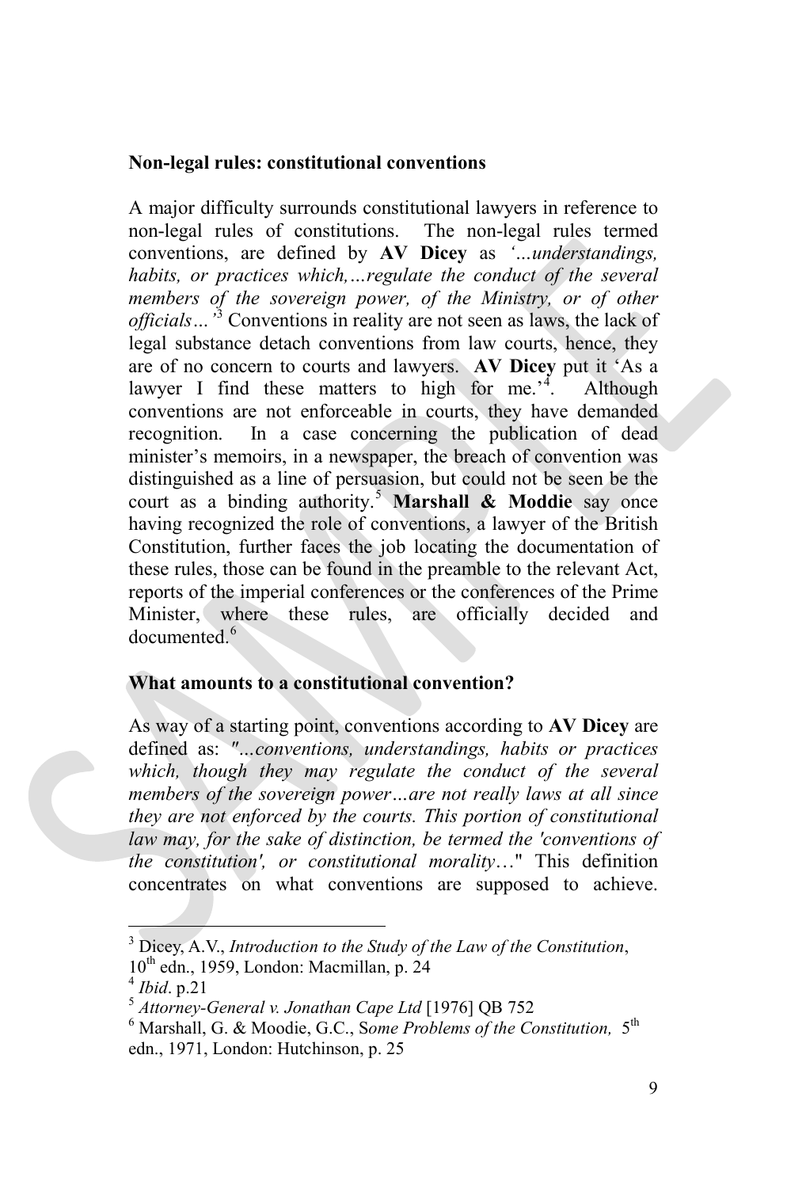**Non-legal rules: constitutional conventions**

A major difficulty surrounds constitutional lawyers in reference to non-legal rules of constitutions. The non-legal rules termed conventions, are defined by **AV Dicey** as *'…understandings, habits, or practices which,…regulate the conduct of the several members of the sovereign power, of the Ministry, or of other officials…'*[3] Conventions in reality are not seen as laws, the lack of legal substance detach conventions from law courts, hence, they are of no concern to courts and lawyers. **AV Dicey** put it 'As a lawyer I find these matters to high for me.'[4]. Although conventions are not enforceable in courts, they have demanded recognition. In a case concerning the publication of dead minister's memoirs, in a newspaper, the breach of convention was distinguished as a line of persuasion, but could not be seen be the court as a binding authority.[5] **Marshall & Moddie** say once having recognized the role of conventions, a lawyer of the British Constitution, further faces the job locating the documentation of these rules, those can be found in the preamble to the relevant Act, reports of the imperial conferences or the conferences of the Prime Minister, where these rules, are officially decided and documented.[6]

**What amounts to a constitutional convention?**

As way of a starting point, conventions according to **AV Dicey** are defined as: *"…conventions, understandings, habits or practices which, though they may regulate the conduct of the several members of the sovereign power…are not really laws at all since they are not enforced by the courts. This portion of constitutional law may, for the sake of distinction, be termed the 'conventions of the constitution', or constitutional morality*…" This definition concentrates on what conventions are supposed to achieve.

---

[3] Dicey, A.V., *Introduction to the Study of the Law of the Constitution*, 10th edn., 1959, London: Macmillan, p. 24

[4] *Ibid*. p.21

[5] *Attorney-General v. Jonathan Cape Ltd* [1976] QB 752

[6] Marshall, G. & Moodie, G.C., S*ome Problems of the Constitution,* 5th edn., 1971, London: Hutchinson, p. 25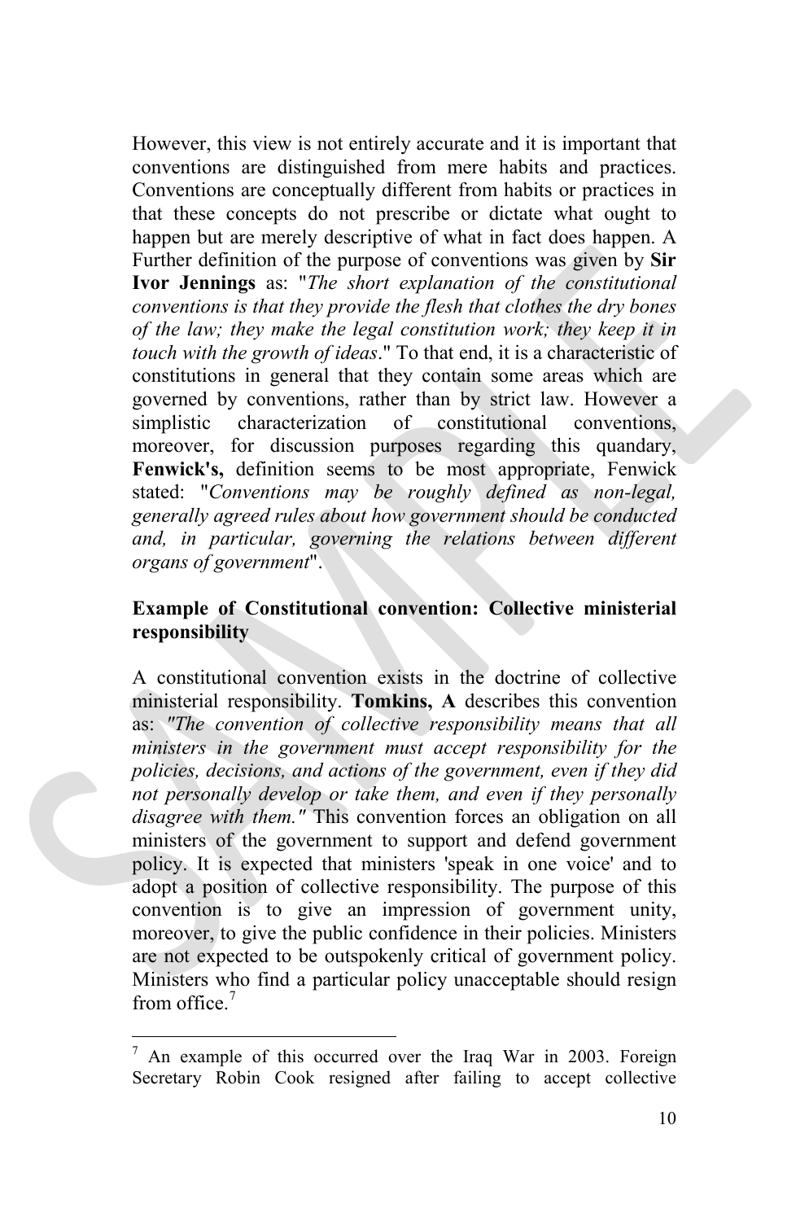However, this view is not entirely accurate and it is important that conventions are distinguished from mere habits and practices. Conventions are conceptually different from habits or practices in that these concepts do not prescribe or dictate what ought to happen but are merely descriptive of what in fact does happen. A Further definition of the purpose of conventions was given by **Sir Ivor Jennings** as: "*The short explanation of the constitutional conventions is that they provide the flesh that clothes the dry bones of the law; they make the legal constitution work; they keep it in touch with the growth of ideas*." To that end, it is a characteristic of constitutions in general that they contain some areas which are governed by conventions, rather than by strict law. However a simplistic characterization of constitutional conventions, moreover, for discussion purposes regarding this quandary, **Fenwick's,** definition seems to be most appropriate, Fenwick stated: "*Conventions may be roughly defined as non-legal, generally agreed rules about how government should be conducted and, in particular, governing the relations between different organs of government*".

**Example of Constitutional convention: Collective ministerial responsibility**

A constitutional convention exists in the doctrine of collective ministerial responsibility. **Tomkins, A** describes this convention as: *"The convention of collective responsibility means that all ministers in the government must accept responsibility for the policies, decisions, and actions of the government, even if they did not personally develop or take them, and even if they personally disagree with them."* This convention forces an obligation on all ministers of the government to support and defend government policy. It is expected that ministers 'speak in one voice' and to adopt a position of collective responsibility. The purpose of this convention is to give an impression of government unity, moreover, to give the public confidence in their policies. Ministers are not expected to be outspokenly critical of government policy. Ministers who find a particular policy unacceptable should resign from office.[7]

---

[7] An example of this occurred over the Iraq War in 2003. Foreign Secretary Robin Cook resigned after failing to accept collective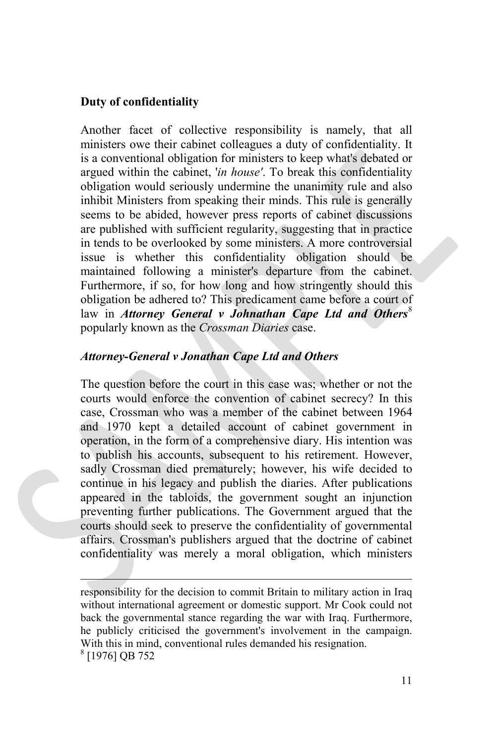**Duty of confidentiality**

Another facet of collective responsibility is namely, that all ministers owe their cabinet colleagues a duty of confidentiality. It is a conventional obligation for ministers to keep what's debated or argued within the cabinet, '*in house'*. To break this confidentiality obligation would seriously undermine the unanimity rule and also inhibit Ministers from speaking their minds. This rule is generally seems to be abided, however press reports of cabinet discussions are published with sufficient regularity, suggesting that in practice in tends to be overlooked by some ministers. A more controversial issue is whether this confidentiality obligation should be maintained following a minister's departure from the cabinet. Furthermore, if so, for how long and how stringently should this obligation be adhered to? This predicament came before a court of law in ***Attorney General v Johnathan Cape Ltd and Others***[8] popularly known as the *Crossman Diaries* case.

***Attorney-General v Jonathan Cape Ltd and Others***

The question before the court in this case was; whether or not the courts would enforce the convention of cabinet secrecy? In this case, Crossman who was a member of the cabinet between 1964 and 1970 kept a detailed account of cabinet government in operation, in the form of a comprehensive diary. His intention was to publish his accounts, subsequent to his retirement. However, sadly Crossman died prematurely; however, his wife decided to continue in his legacy and publish the diaries. After publications appeared in the tabloids, the government sought an injunction preventing further publications. The Government argued that the courts should seek to preserve the confidentiality of governmental affairs. Crossman's publishers argued that the doctrine of cabinet confidentiality was merely a moral obligation, which ministers

---

responsibility for the decision to commit Britain to military action in Iraq without international agreement or domestic support. Mr Cook could not back the governmental stance regarding the war with Iraq. Furthermore, he publicly criticised the government's involvement in the campaign. With this in mind, conventional rules demanded his resignation.

[8] [1976] QB 752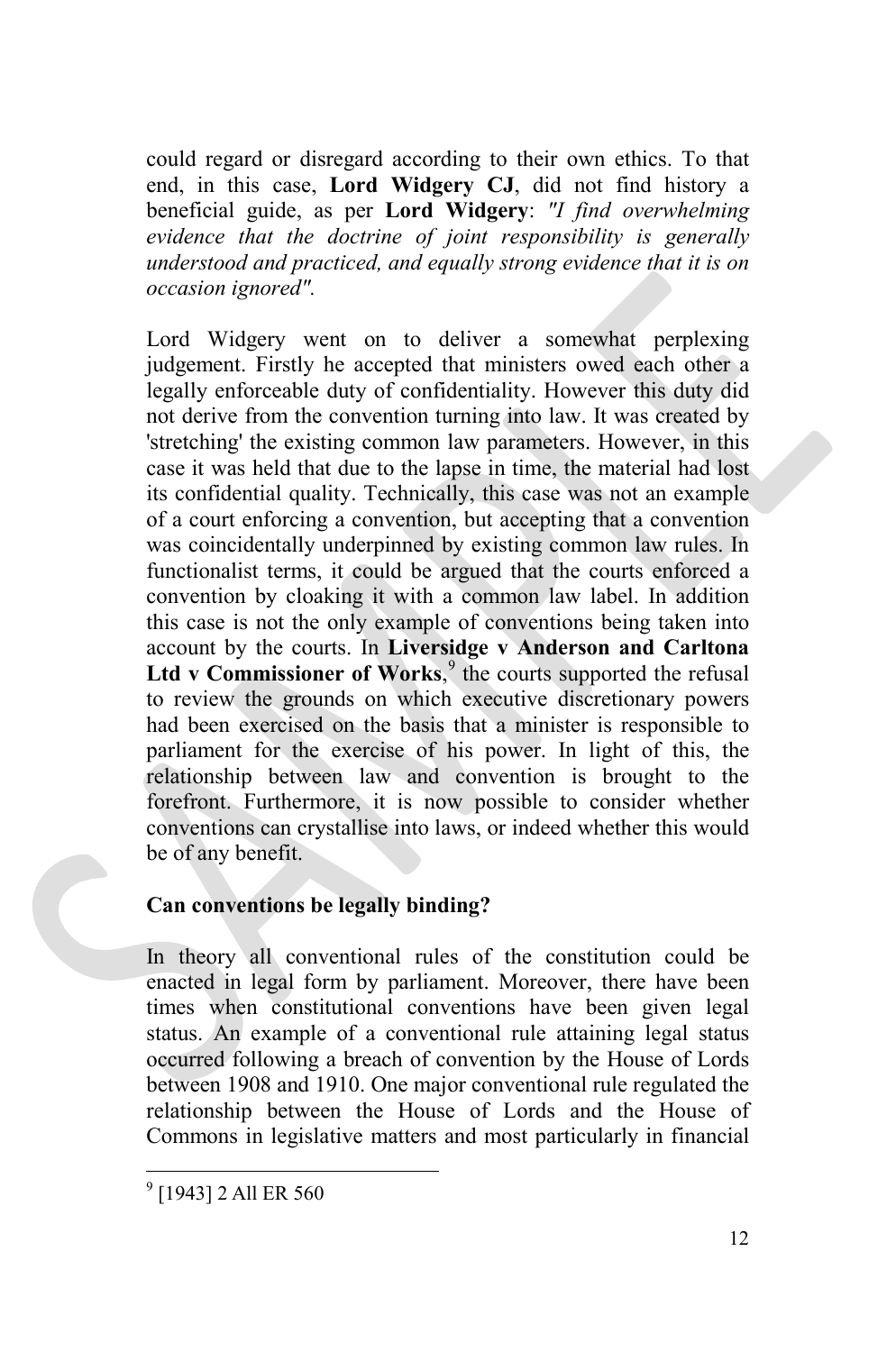could regard or disregard according to their own ethics. To that end, in this case, **Lord Widgery CJ**, did not find history a beneficial guide, as per **Lord Widgery**: *"I find overwhelming evidence that the doctrine of joint responsibility is generally understood and practiced, and equally strong evidence that it is on occasion ignored".*

Lord Widgery went on to deliver a somewhat perplexing judgement. Firstly he accepted that ministers owed each other a legally enforceable duty of confidentiality. However this duty did not derive from the convention turning into law. It was created by 'stretching' the existing common law parameters. However, in this case it was held that due to the lapse in time, the material had lost its confidential quality. Technically, this case was not an example of a court enforcing a convention, but accepting that a convention was coincidentally underpinned by existing common law rules. In functionalist terms, it could be argued that the courts enforced a convention by cloaking it with a common law label. In addition this case is not the only example of conventions being taken into account by the courts. In **Liversidge v Anderson and Carltona Ltd v Commissioner of Works**,[9] the courts supported the refusal to review the grounds on which executive discretionary powers had been exercised on the basis that a minister is responsible to parliament for the exercise of his power. In light of this, the relationship between law and convention is brought to the forefront. Furthermore, it is now possible to consider whether conventions can crystallise into laws, or indeed whether this would be of any benefit.

**Can conventions be legally binding?**

In theory all conventional rules of the constitution could be enacted in legal form by parliament. Moreover, there have been times when constitutional conventions have been given legal status. An example of a conventional rule attaining legal status occurred following a breach of convention by the House of Lords between 1908 and 1910. One major conventional rule regulated the relationship between the House of Lords and the House of Commons in legislative matters and most particularly in financial

[9] [1943] 2 All ER 560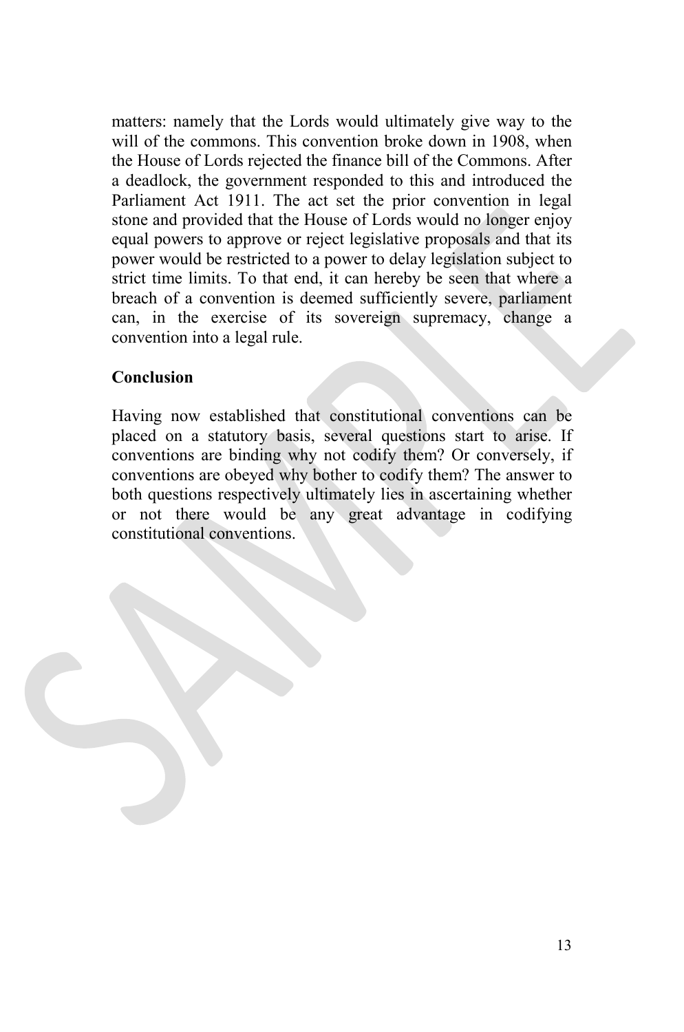matters: namely that the Lords would ultimately give way to the will of the commons. This convention broke down in 1908, when the House of Lords rejected the finance bill of the Commons. After a deadlock, the government responded to this and introduced the Parliament Act 1911. The act set the prior convention in legal stone and provided that the House of Lords would no longer enjoy equal powers to approve or reject legislative proposals and that its power would be restricted to a power to delay legislation subject to strict time limits. To that end, it can hereby be seen that where a breach of a convention is deemed sufficiently severe, parliament can, in the exercise of its sovereign supremacy, change a convention into a legal rule.

**Conclusion**

Having now established that constitutional conventions can be placed on a statutory basis, several questions start to arise. If conventions are binding why not codify them? Or conversely, if conventions are obeyed why bother to codify them? The answer to both questions respectively ultimately lies in ascertaining whether or not there would be any great advantage in codifying constitutional conventions.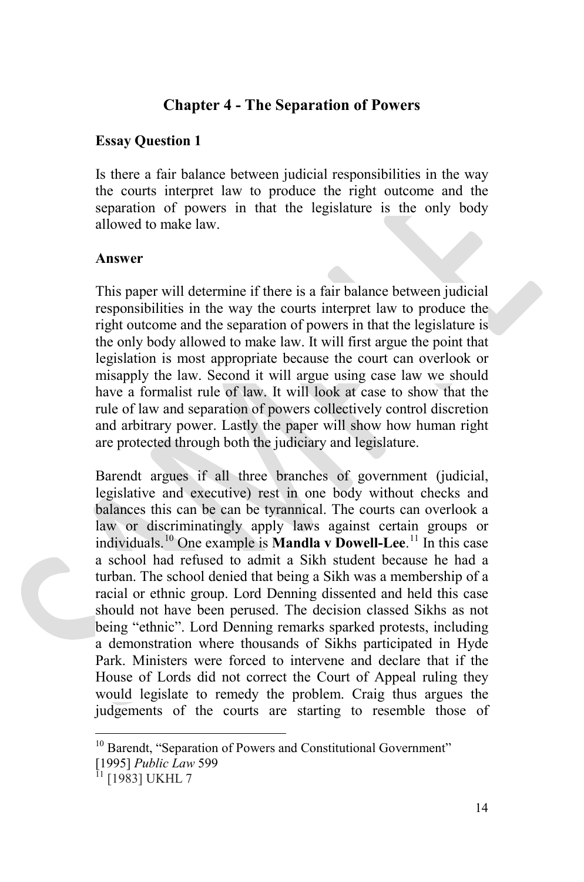## Chapter 4 - The Separation of Powers

**Essay Question 1**

Is there a fair balance between judicial responsibilities in the way the courts interpret law to produce the right outcome and the separation of powers in that the legislature is the only body allowed to make law.

**Answer**

This paper will determine if there is a fair balance between judicial responsibilities in the way the courts interpret law to produce the right outcome and the separation of powers in that the legislature is the only body allowed to make law. It will first argue the point that legislation is most appropriate because the court can overlook or misapply the law. Second it will argue using case law we should have a formalist rule of law. It will look at case to show that the rule of law and separation of powers collectively control discretion and arbitrary power. Lastly the paper will show how human right are protected through both the judiciary and legislature.

Barendt argues if all three branches of government (judicial, legislative and executive) rest in one body without checks and balances this can be can be tyrannical. The courts can overlook a law or discriminatingly apply laws against certain groups or individuals.[10] One example is **Mandla v Dowell-Lee**.[11] In this case a school had refused to admit a Sikh student because he had a turban. The school denied that being a Sikh was a membership of a racial or ethnic group. Lord Denning dissented and held this case should not have been perused. The decision classed Sikhs as not being "ethnic". Lord Denning remarks sparked protests, including a demonstration where thousands of Sikhs participated in Hyde Park. Ministers were forced to intervene and declare that if the House of Lords did not correct the Court of Appeal ruling they would legislate to remedy the problem. Craig thus argues the judgements of the courts are starting to resemble those of

---

[10] Barendt, "Separation of Powers and Constitutional Government" [1995] *Public Law* 599

[11] [1983] UKHL 7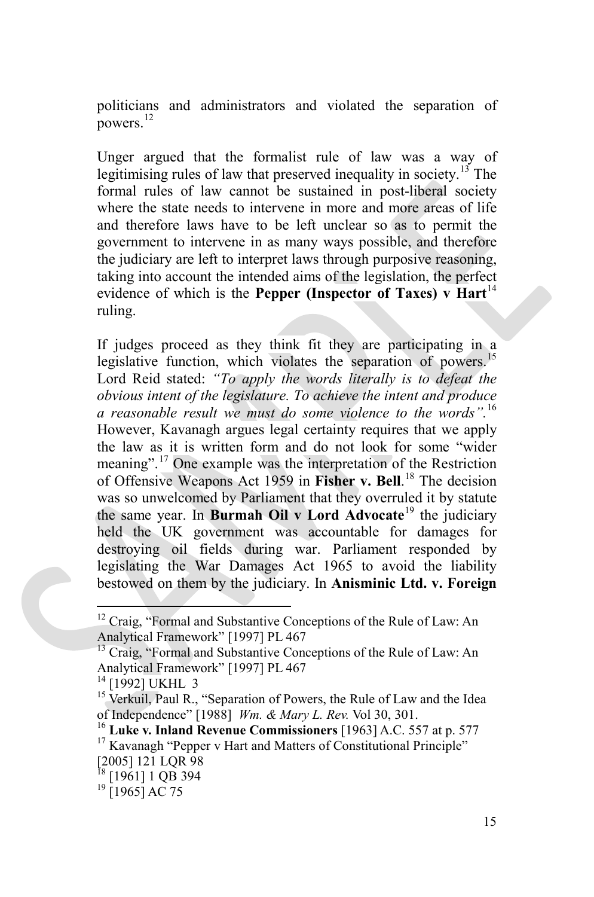politicians and administrators and violated the separation of powers.[12]

Unger argued that the formalist rule of law was a way of legitimising rules of law that preserved inequality in society.[13] The formal rules of law cannot be sustained in post-liberal society where the state needs to intervene in more and more areas of life and therefore laws have to be left unclear so as to permit the government to intervene in as many ways possible, and therefore the judiciary are left to interpret laws through purposive reasoning, taking into account the intended aims of the legislation, the perfect evidence of which is the **Pepper (Inspector of Taxes) v Hart**[14] ruling.

If judges proceed as they think fit they are participating in a legislative function, which violates the separation of powers.[15] Lord Reid stated: *"To apply the words literally is to defeat the obvious intent of the legislature. To achieve the intent and produce a reasonable result we must do some violence to the words".*[16] However, Kavanagh argues legal certainty requires that we apply the law as it is written form and do not look for some "wider meaning".[17] One example was the interpretation of the Restriction of Offensive Weapons Act 1959 in **Fisher v. Bell**.[18] The decision was so unwelcomed by Parliament that they overruled it by statute the same year. In **Burmah Oil v Lord Advocate**[19] the judiciary held the UK government was accountable for damages for destroying oil fields during war. Parliament responded by legislating the War Damages Act 1965 to avoid the liability bestowed on them by the judiciary. In **Anisminic Ltd. v. Foreign**

---

[12] Craig, "Formal and Substantive Conceptions of the Rule of Law: An Analytical Framework" [1997] PL 467

[13] Craig, "Formal and Substantive Conceptions of the Rule of Law: An Analytical Framework" [1997] PL 467

[14] [1992] UKHL 3

[15] Verkuil, Paul R., "Separation of Powers, the Rule of Law and the Idea of Independence" [1988] *Wm. & Mary L. Rev.* Vol 30, 301.

[16] **Luke v. Inland Revenue Commissioners** [1963] A.C. 557 at p. 577

[17] Kavanagh "Pepper v Hart and Matters of Constitutional Principle" [2005] 121 LQR 98

[18] [1961] 1 QB 394

[19] [1965] AC 75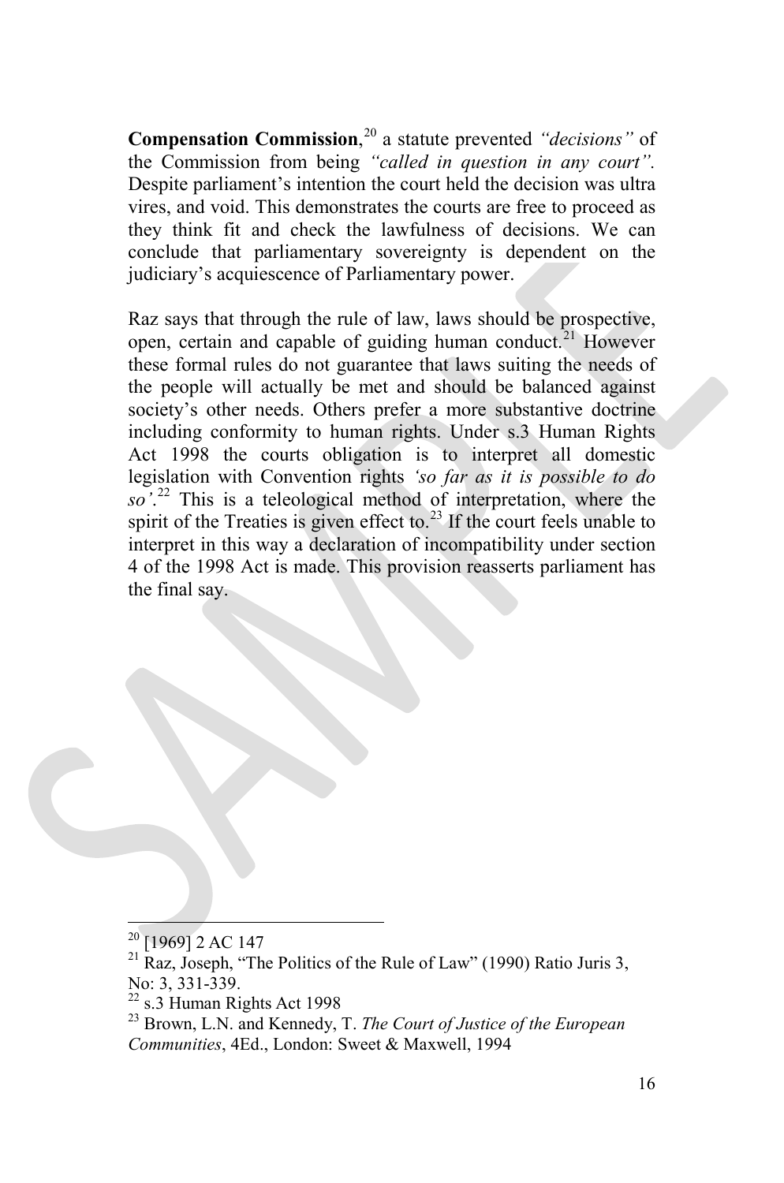**Compensation Commission**,[20] a statute prevented *"decisions"* of the Commission from being *"called in question in any court"*. Despite parliament's intention the court held the decision was ultra vires, and void. This demonstrates the courts are free to proceed as they think fit and check the lawfulness of decisions. We can conclude that parliamentary sovereignty is dependent on the judiciary's acquiescence of Parliamentary power.

Raz says that through the rule of law, laws should be prospective, open, certain and capable of guiding human conduct.[21] However these formal rules do not guarantee that laws suiting the needs of the people will actually be met and should be balanced against society's other needs. Others prefer a more substantive doctrine including conformity to human rights. Under s.3 Human Rights Act 1998 the courts obligation is to interpret all domestic legislation with Convention rights *'so far as it is possible to do so'*.[22] This is a teleological method of interpretation, where the spirit of the Treaties is given effect to.[23] If the court feels unable to interpret in this way a declaration of incompatibility under section 4 of the 1998 Act is made. This provision reasserts parliament has the final say.

---

[20] [1969] 2 AC 147

[21] Raz, Joseph, "The Politics of the Rule of Law" (1990) Ratio Juris 3, No: 3, 331-339.

[22] s.3 Human Rights Act 1998

[23] Brown, L.N. and Kennedy, T. *The Court of Justice of the European Communities*, 4Ed., London: Sweet & Maxwell, 1994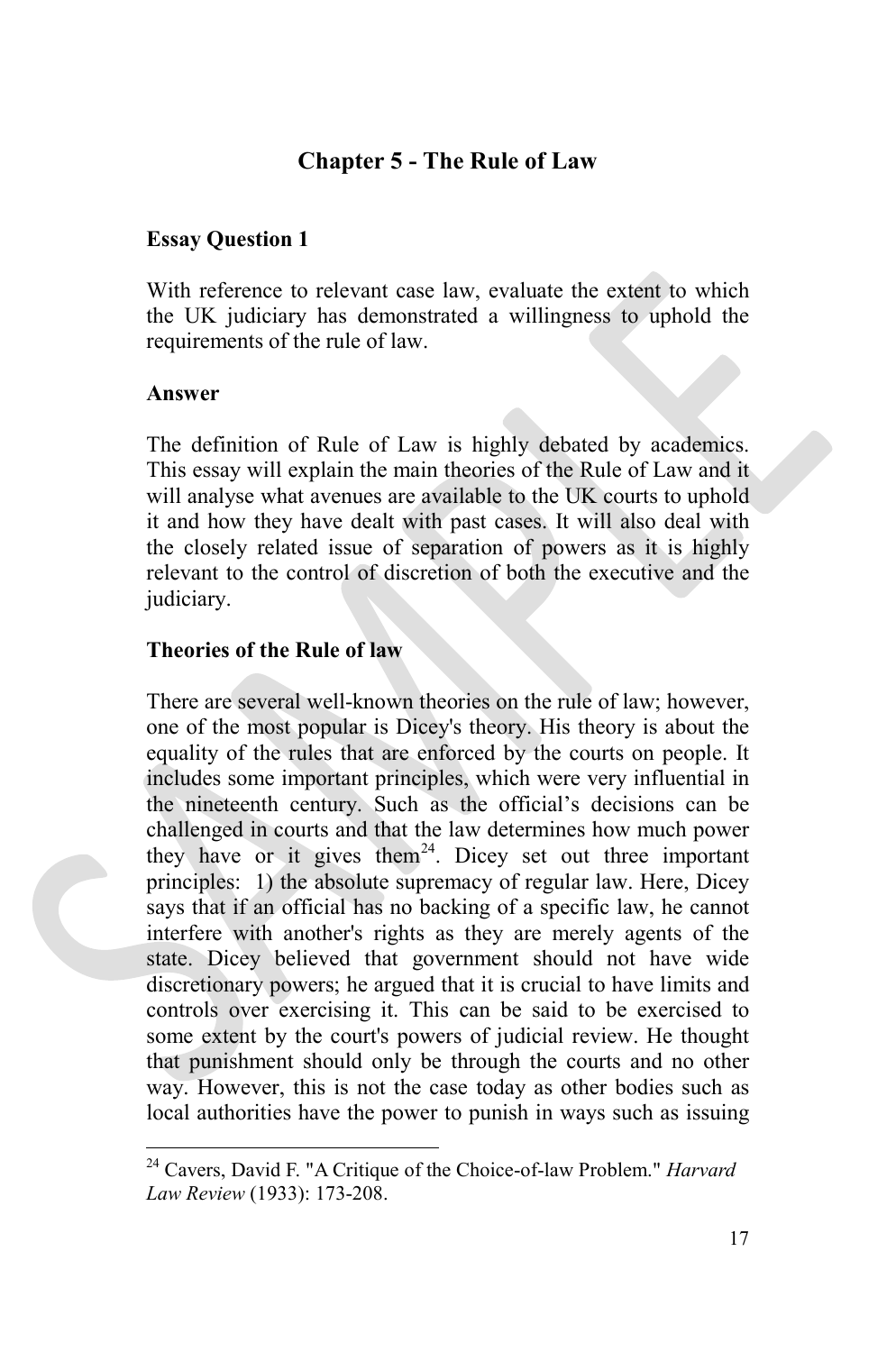## Chapter 5 - The Rule of Law

### Essay Question 1

With reference to relevant case law, evaluate the extent to which the UK judiciary has demonstrated a willingness to uphold the requirements of the rule of law.

### Answer

The definition of Rule of Law is highly debated by academics. This essay will explain the main theories of the Rule of Law and it will analyse what avenues are available to the UK courts to uphold it and how they have dealt with past cases. It will also deal with the closely related issue of separation of powers as it is highly relevant to the control of discretion of both the executive and the judiciary.

### Theories of the Rule of law

There are several well-known theories on the rule of law; however, one of the most popular is Dicey's theory. His theory is about the equality of the rules that are enforced by the courts on people. It includes some important principles, which were very influential in the nineteenth century. Such as the official's decisions can be challenged in courts and that the law determines how much power they have or it gives them[24]. Dicey set out three important principles: 1) the absolute supremacy of regular law. Here, Dicey says that if an official has no backing of a specific law, he cannot interfere with another's rights as they are merely agents of the state. Dicey believed that government should not have wide discretionary powers; he argued that it is crucial to have limits and controls over exercising it. This can be said to be exercised to some extent by the court's powers of judicial review. He thought that punishment should only be through the courts and no other way. However, this is not the case today as other bodies such as local authorities have the power to punish in ways such as issuing

---

[24] Cavers, David F. "A Critique of the Choice-of-law Problem." *Harvard Law Review* (1933): 173-208.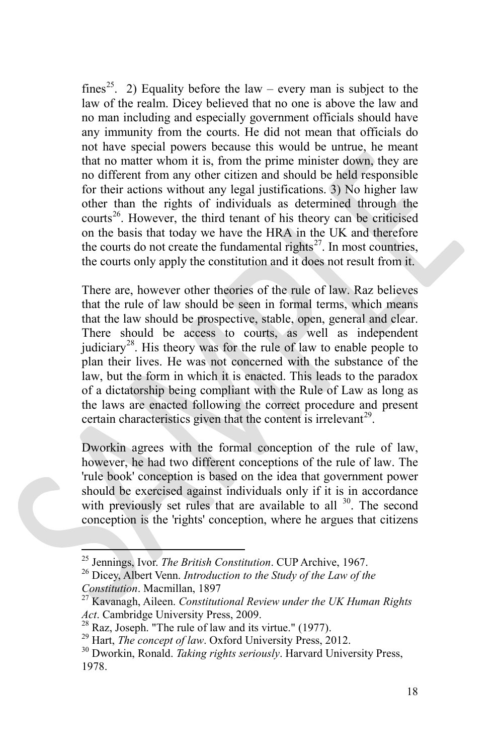fines[25]. 2) Equality before the law – every man is subject to the law of the realm. Dicey believed that no one is above the law and no man including and especially government officials should have any immunity from the courts. He did not mean that officials do not have special powers because this would be untrue, he meant that no matter whom it is, from the prime minister down, they are no different from any other citizen and should be held responsible for their actions without any legal justifications. 3) No higher law other than the rights of individuals as determined through the courts[26]. However, the third tenant of his theory can be criticised on the basis that today we have the HRA in the UK and therefore the courts do not create the fundamental rights[27]. In most countries, the courts only apply the constitution and it does not result from it.

There are, however other theories of the rule of law. Raz believes that the rule of law should be seen in formal terms, which means that the law should be prospective, stable, open, general and clear. There should be access to courts, as well as independent judiciary[28]. His theory was for the rule of law to enable people to plan their lives. He was not concerned with the substance of the law, but the form in which it is enacted. This leads to the paradox of a dictatorship being compliant with the Rule of Law as long as the laws are enacted following the correct procedure and present certain characteristics given that the content is irrelevant[29].

Dworkin agrees with the formal conception of the rule of law, however, he had two different conceptions of the rule of law. The 'rule book' conception is based on the idea that government power should be exercised against individuals only if it is in accordance with previously set rules that are available to all [30]. The second conception is the 'rights' conception, where he argues that citizens

---

[25] Jennings, Ivor. *The British Constitution*. CUP Archive, 1967.

[26] Dicey, Albert Venn. *Introduction to the Study of the Law of the Constitution*. Macmillan, 1897

[27] Kavanagh, Aileen. *Constitutional Review under the UK Human Rights Act*. Cambridge University Press, 2009.

[28] Raz, Joseph. "The rule of law and its virtue." (1977).

[29] Hart, *The concept of law*. Oxford University Press, 2012.

[30] Dworkin, Ronald. *Taking rights seriously*. Harvard University Press, 1978.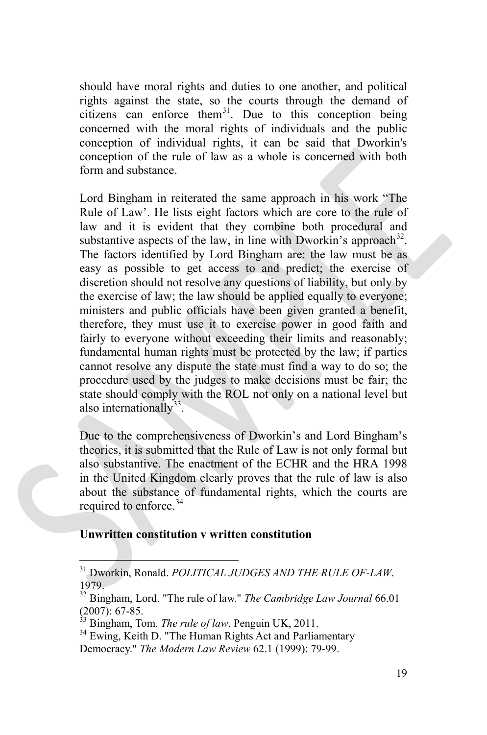should have moral rights and duties to one another, and political rights against the state, so the courts through the demand of citizens can enforce them[31]. Due to this conception being concerned with the moral rights of individuals and the public conception of individual rights, it can be said that Dworkin's conception of the rule of law as a whole is concerned with both form and substance.

Lord Bingham in reiterated the same approach in his work "The Rule of Law'. He lists eight factors which are core to the rule of law and it is evident that they combine both procedural and substantive aspects of the law, in line with Dworkin's approach[32]. The factors identified by Lord Bingham are: the law must be as easy as possible to get access to and predict; the exercise of discretion should not resolve any questions of liability, but only by the exercise of law; the law should be applied equally to everyone; ministers and public officials have been given granted a benefit, therefore, they must use it to exercise power in good faith and fairly to everyone without exceeding their limits and reasonably; fundamental human rights must be protected by the law; if parties cannot resolve any dispute the state must find a way to do so; the procedure used by the judges to make decisions must be fair; the state should comply with the ROL not only on a national level but also internationally[33].

Due to the comprehensiveness of Dworkin's and Lord Bingham's theories, it is submitted that the Rule of Law is not only formal but also substantive. The enactment of the ECHR and the HRA 1998 in the United Kingdom clearly proves that the rule of law is also about the substance of fundamental rights, which the courts are required to enforce.[34]

**Unwritten constitution v written constitution**

---

[31] Dworkin, Ronald. *POLITICAL JUDGES AND THE RULE OF-LAW*. 1979.

[32] Bingham, Lord. "The rule of law." *The Cambridge Law Journal* 66.01 (2007): 67-85.

[33] Bingham, Tom. *The rule of law*. Penguin UK, 2011.

[34] Ewing, Keith D. "The Human Rights Act and Parliamentary Democracy." *The Modern Law Review* 62.1 (1999): 79-99.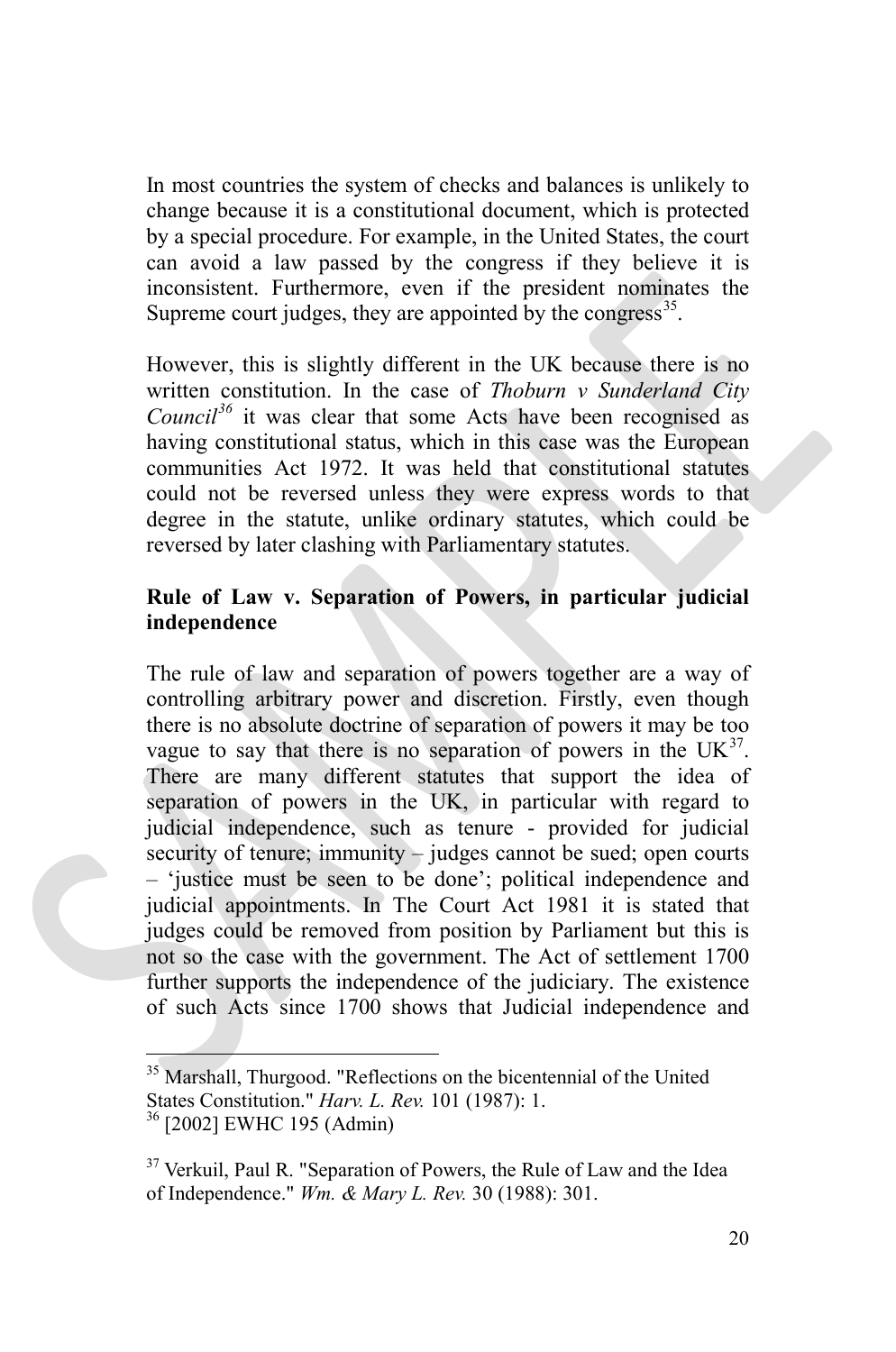In most countries the system of checks and balances is unlikely to change because it is a constitutional document, which is protected by a special procedure. For example, in the United States, the court can avoid a law passed by the congress if they believe it is inconsistent. Furthermore, even if the president nominates the Supreme court judges, they are appointed by the congress[35].

However, this is slightly different in the UK because there is no written constitution. In the case of *Thoburn v Sunderland City Council*[36] it was clear that some Acts have been recognised as having constitutional status, which in this case was the European communities Act 1972. It was held that constitutional statutes could not be reversed unless they were express words to that degree in the statute, unlike ordinary statutes, which could be reversed by later clashing with Parliamentary statutes.

**Rule of Law v. Separation of Powers, in particular judicial independence**

The rule of law and separation of powers together are a way of controlling arbitrary power and discretion. Firstly, even though there is no absolute doctrine of separation of powers it may be too vague to say that there is no separation of powers in the UK[37]. There are many different statutes that support the idea of separation of powers in the UK, in particular with regard to judicial independence, such as tenure - provided for judicial security of tenure; immunity – judges cannot be sued; open courts – 'justice must be seen to be done'; political independence and judicial appointments. In The Court Act 1981 it is stated that judges could be removed from position by Parliament but this is not so the case with the government. The Act of settlement 1700 further supports the independence of the judiciary. The existence of such Acts since 1700 shows that Judicial independence and

---

[35] Marshall, Thurgood. "Reflections on the bicentennial of the United States Constitution." *Harv. L. Rev.* 101 (1987): 1.

[36] [2002] EWHC 195 (Admin)

[37] Verkuil, Paul R. "Separation of Powers, the Rule of Law and the Idea of Independence." *Wm. & Mary L. Rev.* 30 (1988): 301.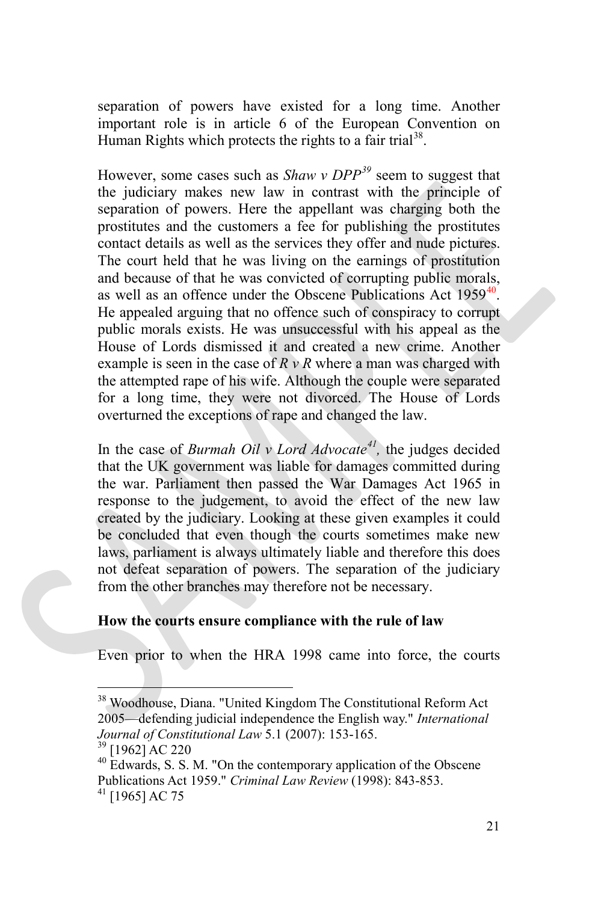separation of powers have existed for a long time. Another important role is in article 6 of the European Convention on Human Rights which protects the rights to a fair trial[38].

However, some cases such as *Shaw v DPP*[39] seem to suggest that the judiciary makes new law in contrast with the principle of separation of powers. Here the appellant was charging both the prostitutes and the customers a fee for publishing the prostitutes contact details as well as the services they offer and nude pictures. The court held that he was living on the earnings of prostitution and because of that he was convicted of corrupting public morals, as well as an offence under the Obscene Publications Act 1959[40]. He appealed arguing that no offence such of conspiracy to corrupt public morals exists. He was unsuccessful with his appeal as the House of Lords dismissed it and created a new crime. Another example is seen in the case of *R v R* where a man was charged with the attempted rape of his wife. Although the couple were separated for a long time, they were not divorced. The House of Lords overturned the exceptions of rape and changed the law.

In the case of *Burmah Oil v Lord Advocate*[41], the judges decided that the UK government was liable for damages committed during the war. Parliament then passed the War Damages Act 1965 in response to the judgement, to avoid the effect of the new law created by the judiciary. Looking at these given examples it could be concluded that even though the courts sometimes make new laws, parliament is always ultimately liable and therefore this does not defeat separation of powers. The separation of the judiciary from the other branches may therefore not be necessary.

**How the courts ensure compliance with the rule of law**

Even prior to when the HRA 1998 came into force, the courts

---

[38] Woodhouse, Diana. "United Kingdom The Constitutional Reform Act 2005—defending judicial independence the English way." *International Journal of Constitutional Law* 5.1 (2007): 153-165.

[39] [1962] AC 220

[40] Edwards, S. S. M. "On the contemporary application of the Obscene Publications Act 1959." *Criminal Law Review* (1998): 843-853.

[41] [1965] AC 75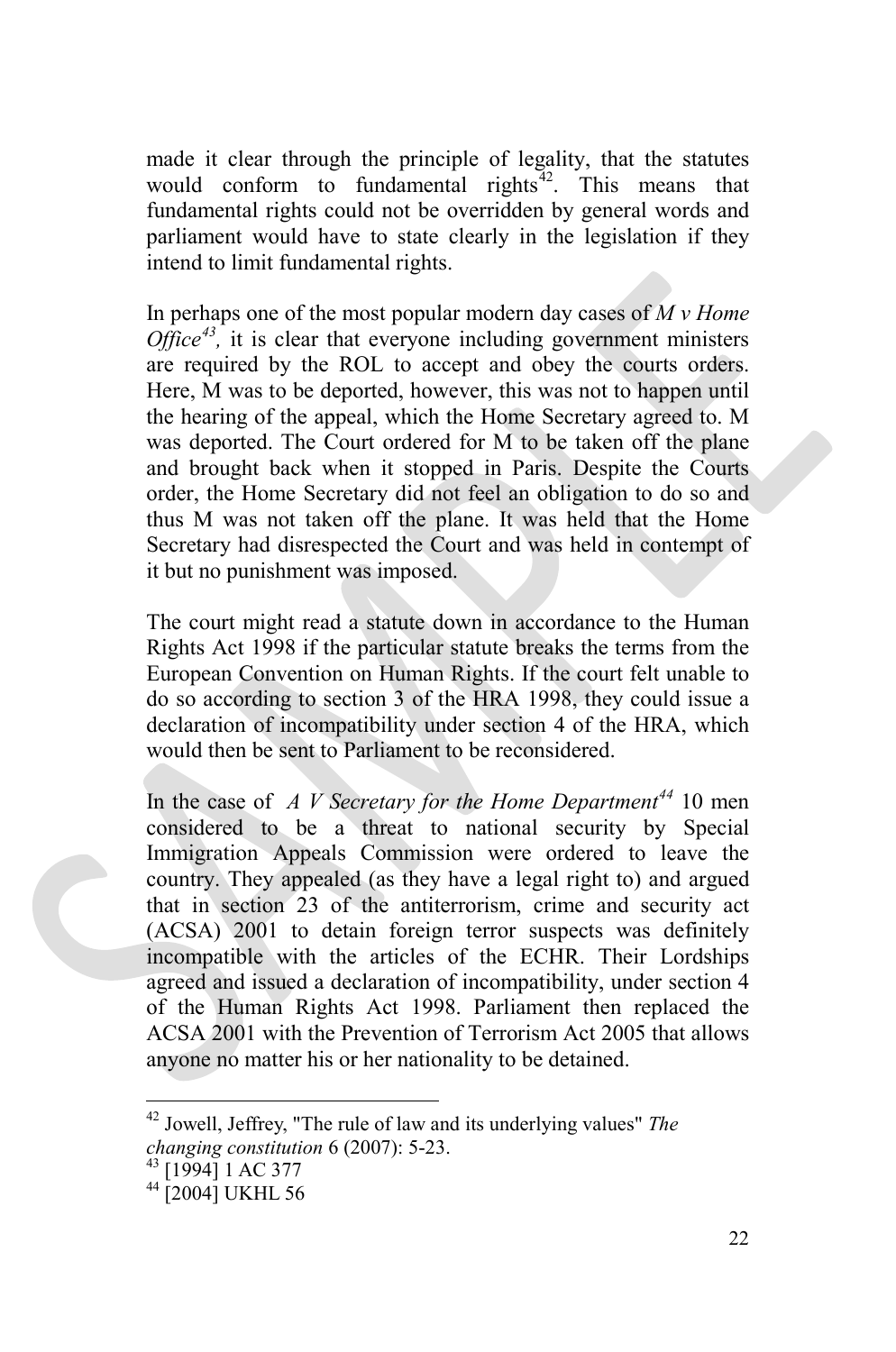made it clear through the principle of legality, that the statutes would conform to fundamental rights[42]. This means that fundamental rights could not be overridden by general words and parliament would have to state clearly in the legislation if they intend to limit fundamental rights.

In perhaps one of the most popular modern day cases of *M v Home Office*[43], it is clear that everyone including government ministers are required by the ROL to accept and obey the courts orders. Here, M was to be deported, however, this was not to happen until the hearing of the appeal, which the Home Secretary agreed to. M was deported. The Court ordered for M to be taken off the plane and brought back when it stopped in Paris. Despite the Courts order, the Home Secretary did not feel an obligation to do so and thus M was not taken off the plane. It was held that the Home Secretary had disrespected the Court and was held in contempt of it but no punishment was imposed.

The court might read a statute down in accordance to the Human Rights Act 1998 if the particular statute breaks the terms from the European Convention on Human Rights. If the court felt unable to do so according to section 3 of the HRA 1998, they could issue a declaration of incompatibility under section 4 of the HRA, which would then be sent to Parliament to be reconsidered.

In the case of *A V Secretary for the Home Department*[44] 10 men considered to be a threat to national security by Special Immigration Appeals Commission were ordered to leave the country. They appealed (as they have a legal right to) and argued that in section 23 of the antiterrorism, crime and security act (ACSA) 2001 to detain foreign terror suspects was definitely incompatible with the articles of the ECHR. Their Lordships agreed and issued a declaration of incompatibility, under section 4 of the Human Rights Act 1998. Parliament then replaced the ACSA 2001 with the Prevention of Terrorism Act 2005 that allows anyone no matter his or her nationality to be detained.

---

[42] Jowell, Jeffrey, "The rule of law and its underlying values" *The changing constitution* 6 (2007): 5-23.

[43] [1994] 1 AC 377

[44] [2004] UKHL 56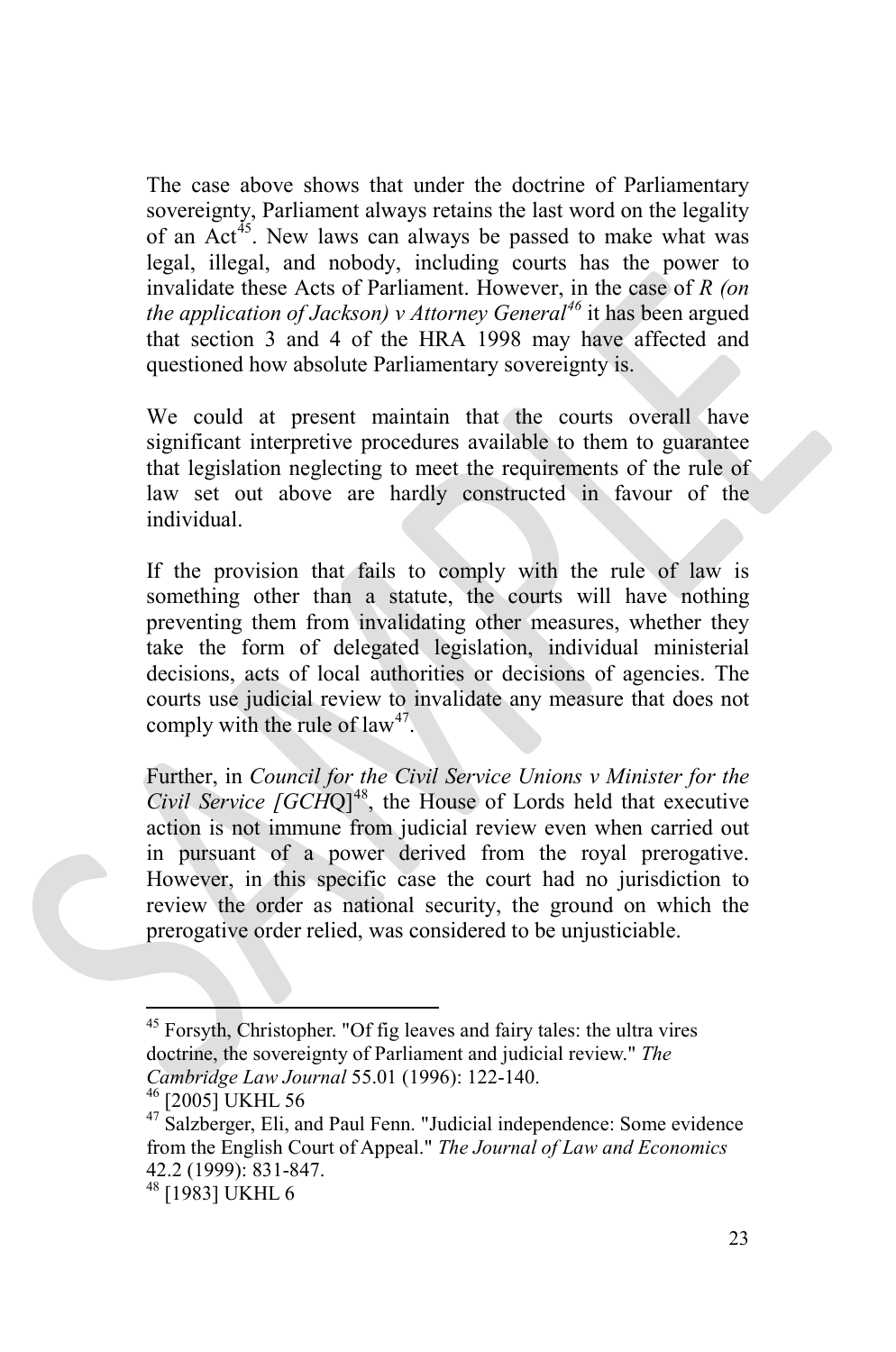The case above shows that under the doctrine of Parliamentary sovereignty, Parliament always retains the last word on the legality of an Act[45]. New laws can always be passed to make what was legal, illegal, and nobody, including courts has the power to invalidate these Acts of Parliament. However, in the case of *R (on the application of Jackson) v Attorney General*[46] it has been argued that section 3 and 4 of the HRA 1998 may have affected and questioned how absolute Parliamentary sovereignty is.

We could at present maintain that the courts overall have significant interpretive procedures available to them to guarantee that legislation neglecting to meet the requirements of the rule of law set out above are hardly constructed in favour of the individual.

If the provision that fails to comply with the rule of law is something other than a statute, the courts will have nothing preventing them from invalidating other measures, whether they take the form of delegated legislation, individual ministerial decisions, acts of local authorities or decisions of agencies. The courts use judicial review to invalidate any measure that does not comply with the rule of law[47].

Further, in *Council for the Civil Service Unions v Minister for the Civil Service [GCH*Q][48], the House of Lords held that executive action is not immune from judicial review even when carried out in pursuant of a power derived from the royal prerogative. However, in this specific case the court had no jurisdiction to review the order as national security, the ground on which the prerogative order relied, was considered to be unjusticiable.

---

[45] Forsyth, Christopher. "Of fig leaves and fairy tales: the ultra vires doctrine, the sovereignty of Parliament and judicial review." *The Cambridge Law Journal* 55.01 (1996): 122-140.

[46] [2005] UKHL 56

[47] Salzberger, Eli, and Paul Fenn. "Judicial independence: Some evidence from the English Court of Appeal." *The Journal of Law and Economics* 42.2 (1999): 831-847.

[48] [1983] UKHL 6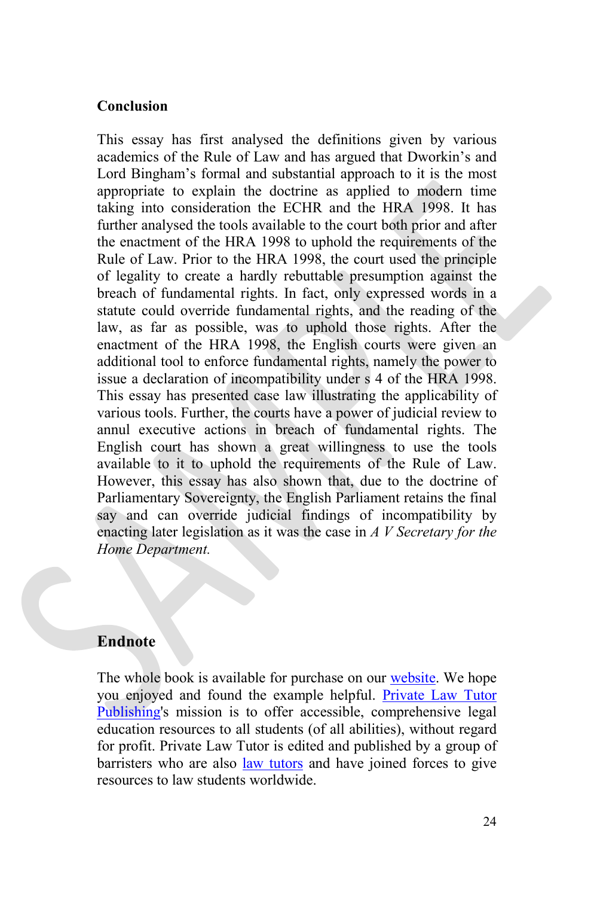## Conclusion

This essay has first analysed the definitions given by various academics of the Rule of Law and has argued that Dworkin's and Lord Bingham's formal and substantial approach to it is the most appropriate to explain the doctrine as applied to modern time taking into consideration the ECHR and the HRA 1998. It has further analysed the tools available to the court both prior and after the enactment of the HRA 1998 to uphold the requirements of the Rule of Law. Prior to the HRA 1998, the court used the principle of legality to create a hardly rebuttable presumption against the breach of fundamental rights. In fact, only expressed words in a statute could override fundamental rights, and the reading of the law, as far as possible, was to uphold those rights. After the enactment of the HRA 1998, the English courts were given an additional tool to enforce fundamental rights, namely the power to issue a declaration of incompatibility under s 4 of the HRA 1998. This essay has presented case law illustrating the applicability of various tools. Further, the courts have a power of judicial review to annul executive actions in breach of fundamental rights. The English court has shown a great willingness to use the tools available to it to uphold the requirements of the Rule of Law. However, this essay has also shown that, due to the doctrine of Parliamentary Sovereignty, the English Parliament retains the final say and can override judicial findings of incompatibility by enacting later legislation as it was the case in *A V Secretary for the Home Department.*

## Endnote

The whole book is available for purchase on our website. We hope you enjoyed and found the example helpful. Private Law Tutor Publishing's mission is to offer accessible, comprehensive legal education resources to all students (of all abilities), without regard for profit. Private Law Tutor is edited and published by a group of barristers who are also law tutors and have joined forces to give resources to law students worldwide.